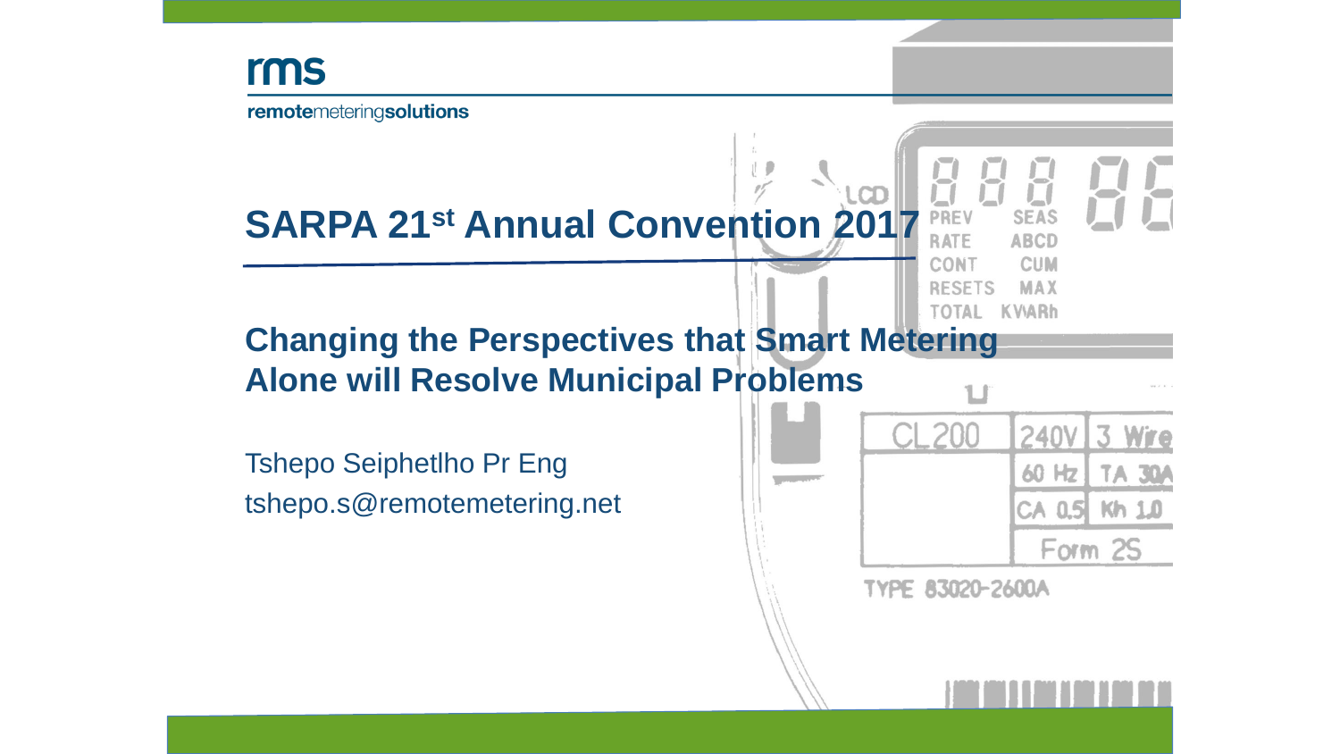rms

remotemeteringsolutions

# SARPA 21st Annual Convention 2017

## Changing the Perspectives that Smart Metering Alone will Resolve Municipal Problems

Tshepo Seiphetlho Pr Eng

tshepo.s@remotemetering.net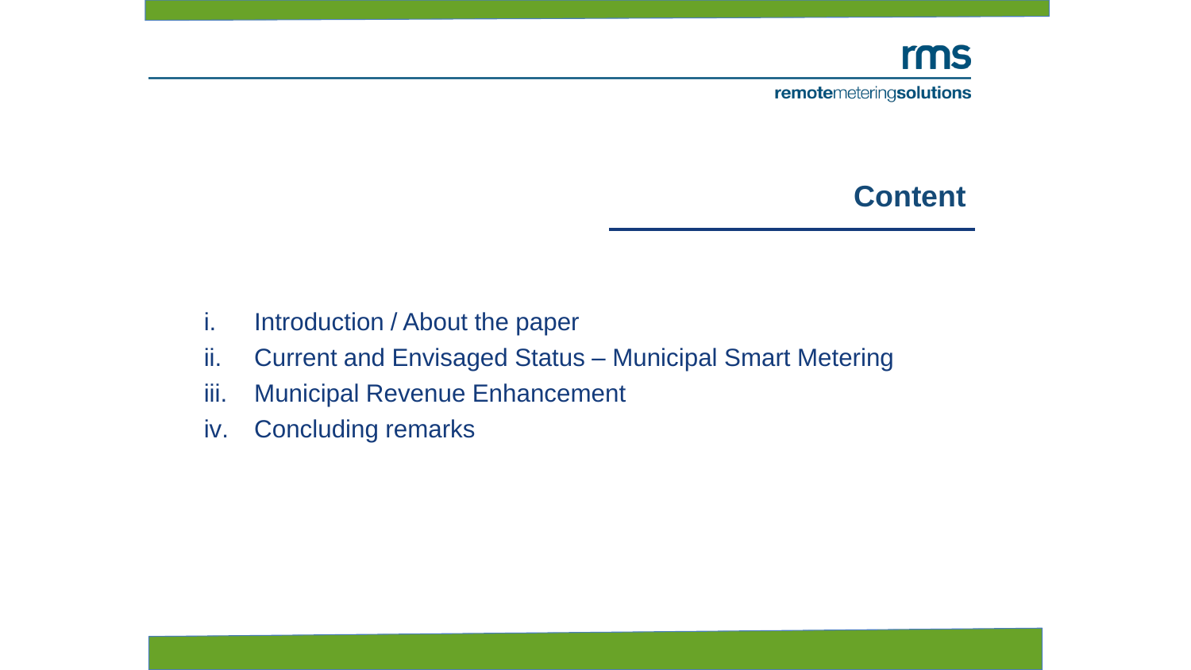## Content

i. Introduction / About the paper
ii. Current and Envisaged Status – Municipal Smart Metering
iii. Municipal Revenue Enhancement
iv. Concluding remarks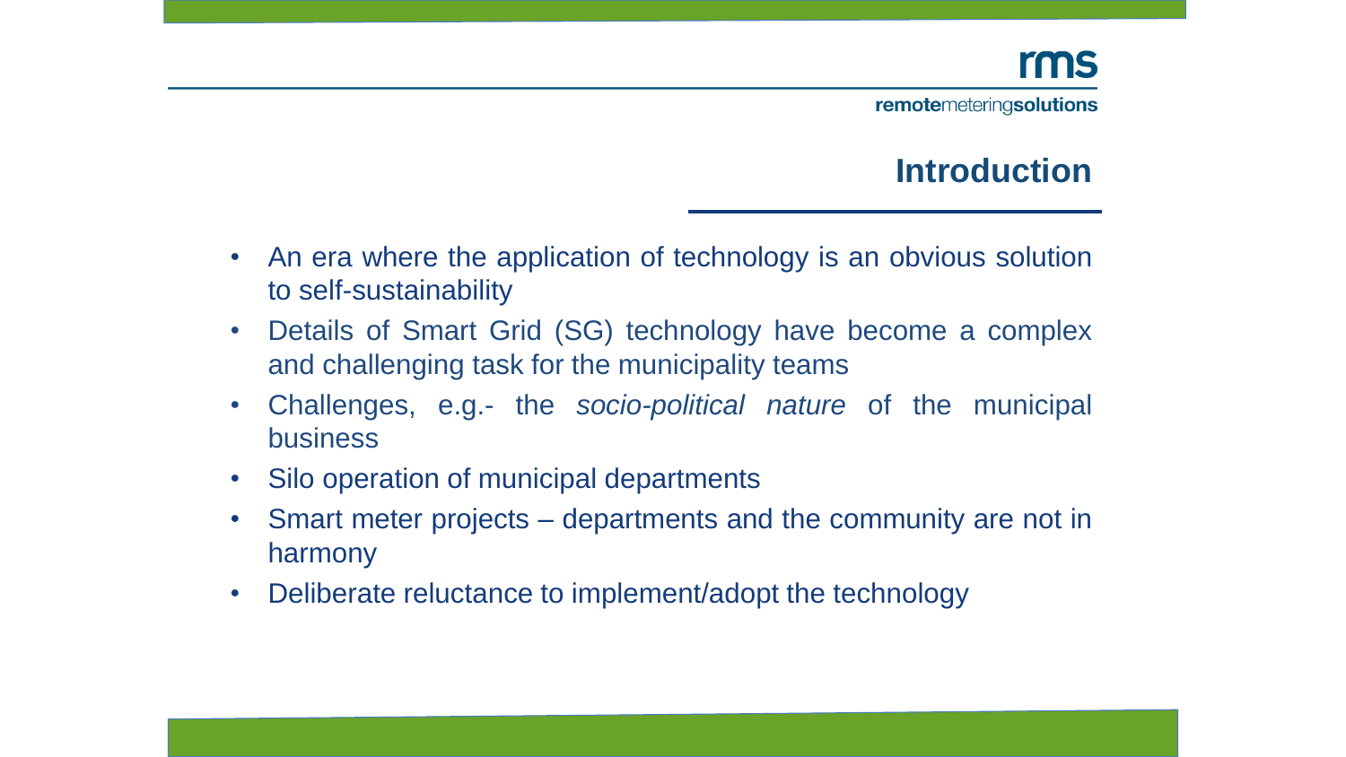## Introduction

- An era where the application of technology is an obvious solution to self-sustainability
- Details of Smart Grid (SG) technology have become a complex and challenging task for the municipality teams
- Challenges, e.g.- the *socio-political nature* of the municipal business
- Silo operation of municipal departments
- Smart meter projects – departments and the community are not in harmony
- Deliberate reluctance to implement/adopt the technology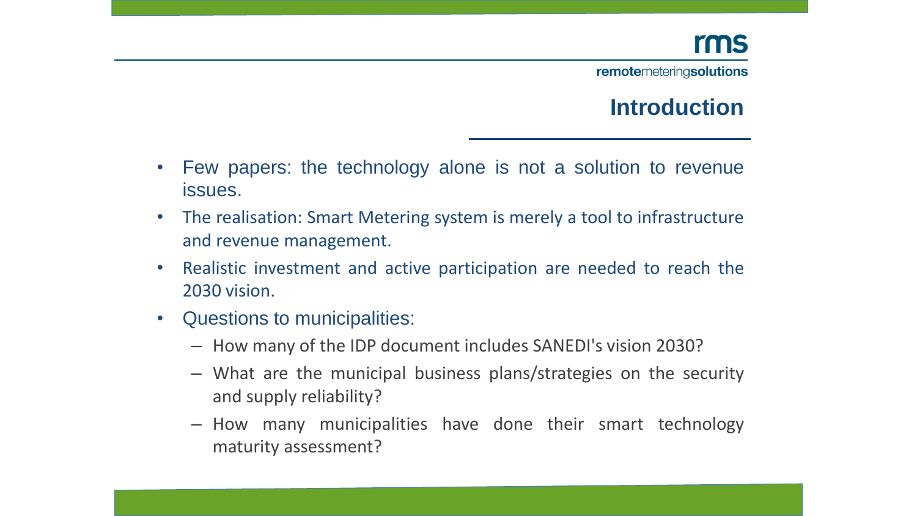## Introduction

- Few papers: the technology alone is not a solution to revenue issues.
- The realisation: Smart Metering system is merely a tool to infrastructure and revenue management.
- Realistic investment and active participation are needed to reach the 2030 vision.
- Questions to municipalities:
  - How many of the IDP document includes SANEDI's vision 2030?
  - What are the municipal business plans/strategies on the security and supply reliability?
  - How many municipalities have done their smart technology maturity assessment?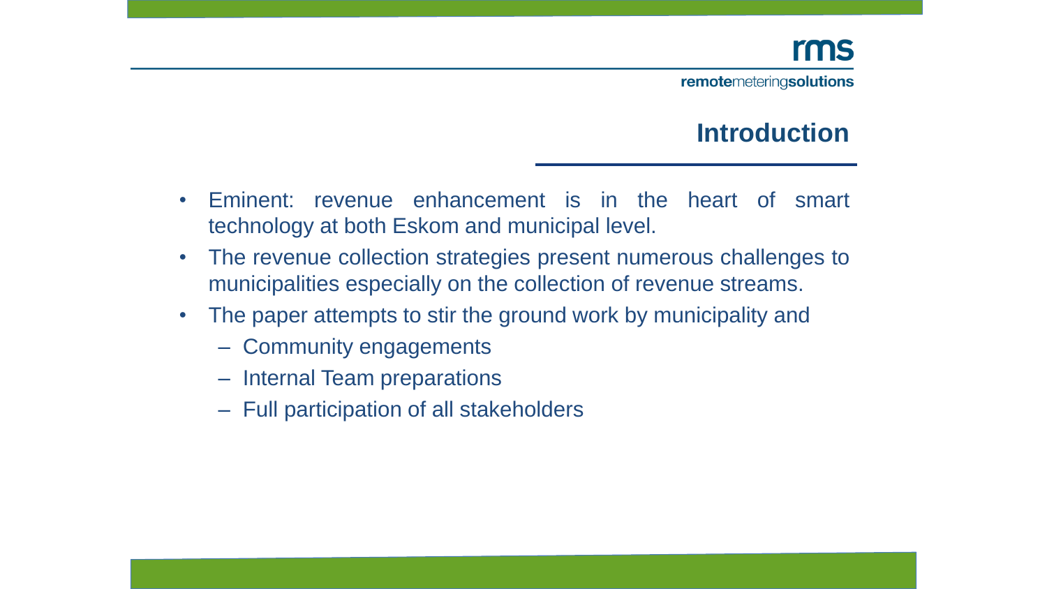# Introduction

- Eminent: revenue enhancement is in the heart of smart technology at both Eskom and municipal level.
- The revenue collection strategies present numerous challenges to municipalities especially on the collection of revenue streams.
- The paper attempts to stir the ground work by municipality and
  - Community engagements
  - Internal Team preparations
  - Full participation of all stakeholders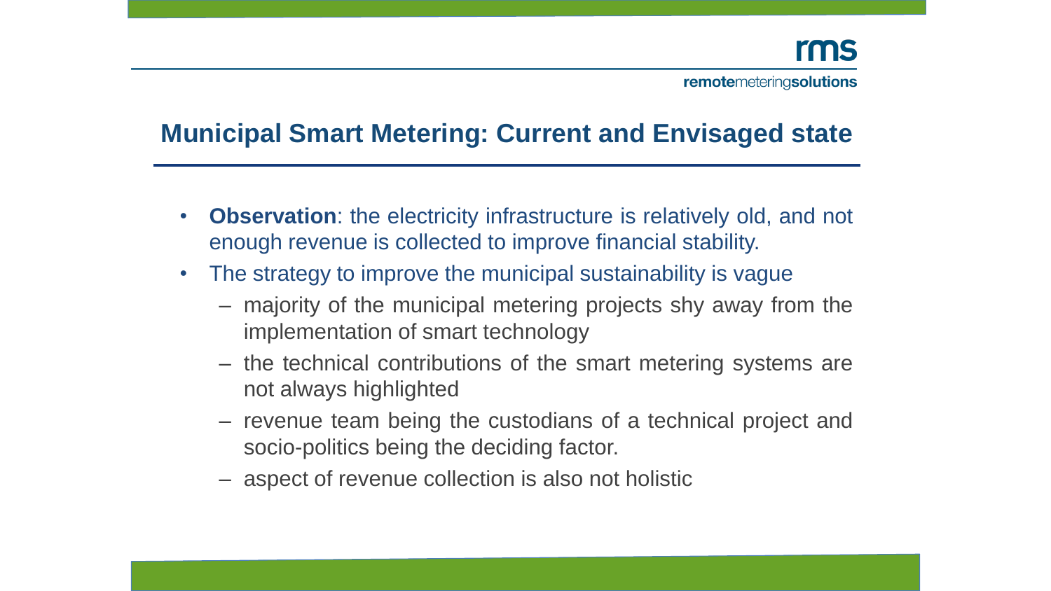## Municipal Smart Metering: Current and Envisaged state

- **Observation**: the electricity infrastructure is relatively old, and not enough revenue is collected to improve financial stability.
- The strategy to improve the municipal sustainability is vague
  - majority of the municipal metering projects shy away from the implementation of smart technology
  - the technical contributions of the smart metering systems are not always highlighted
  - revenue team being the custodians of a technical project and socio-politics being the deciding factor.
  - aspect of revenue collection is also not holistic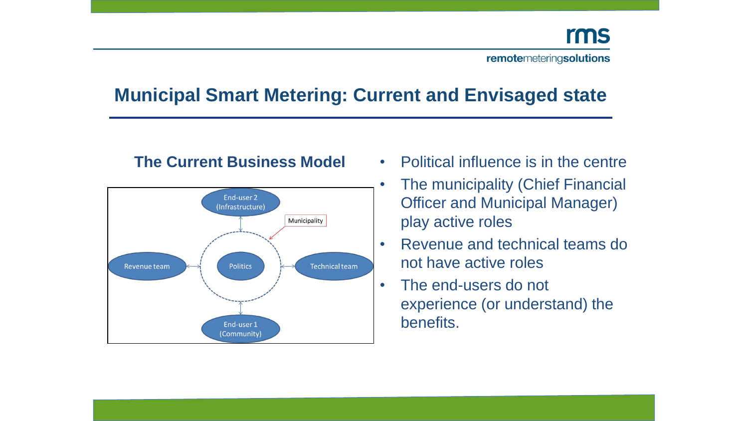# Municipal Smart Metering: Current and Envisaged state

## The Current Business Model

- Political influence is in the centre
- The municipality (Chief Financial Officer and Municipal Manager) play active roles
- Revenue and technical teams do not have active roles
- The end-users do not experience (or understand) the benefits.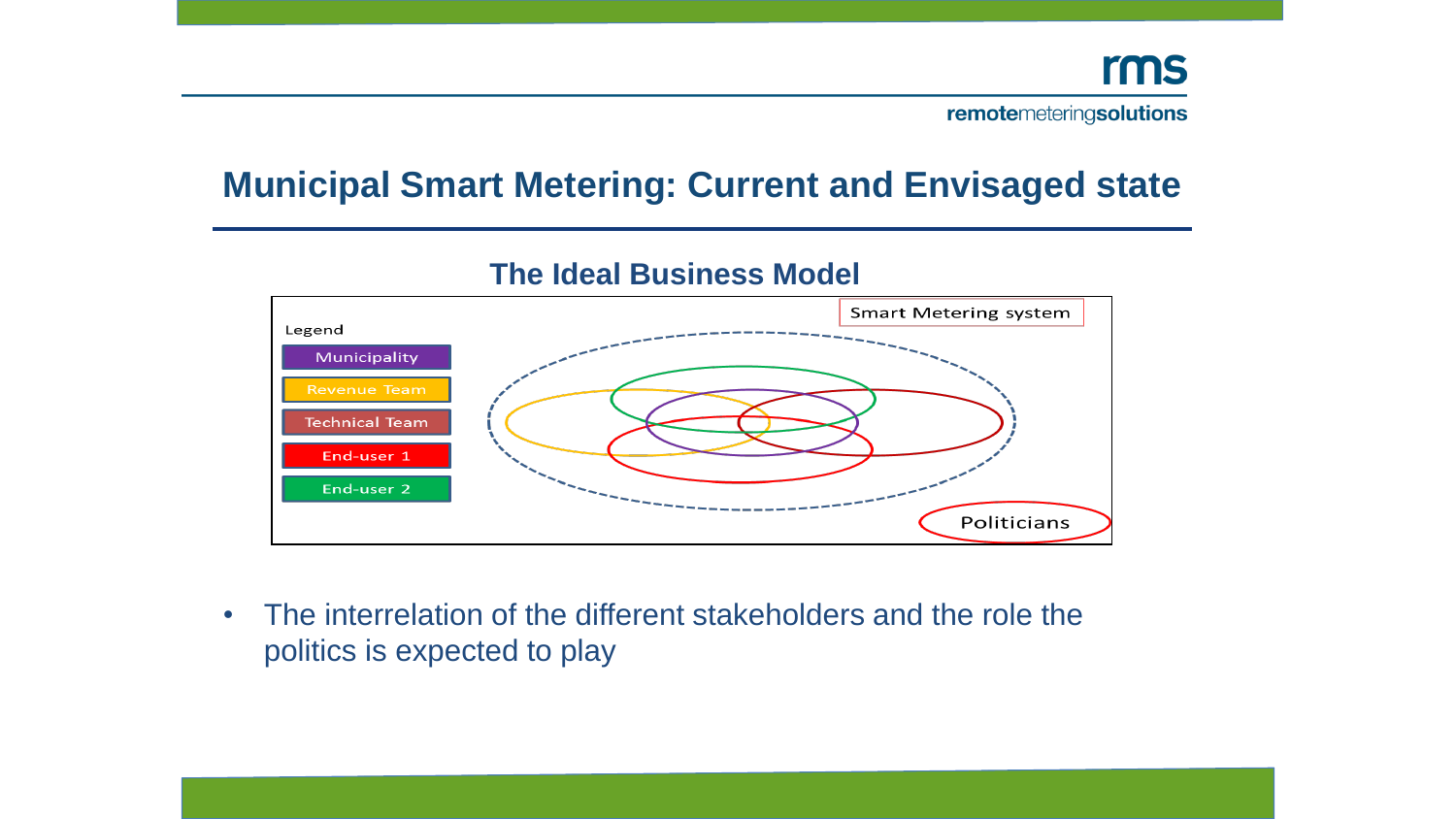## Municipal Smart Metering: Current and Envisaged state

### The Ideal Business Model

Smart Metering system

Legend

- Municipality
- Revenue Team
- Technical Team
- End-user 1
- End-user 2

Politicians

- The interrelation of the different stakeholders and the role the politics is expected to play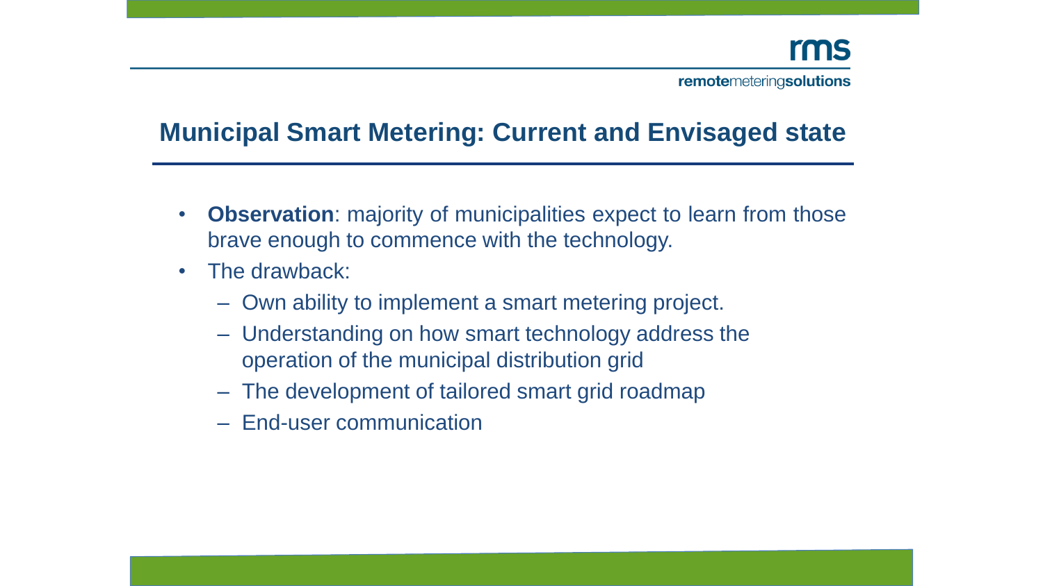## Municipal Smart Metering: Current and Envisaged state

- **Observation**: majority of municipalities expect to learn from those brave enough to commence with the technology.
- The drawback:
  - Own ability to implement a smart metering project.
  - Understanding on how smart technology address the operation of the municipal distribution grid
  - The development of tailored smart grid roadmap
  - End-user communication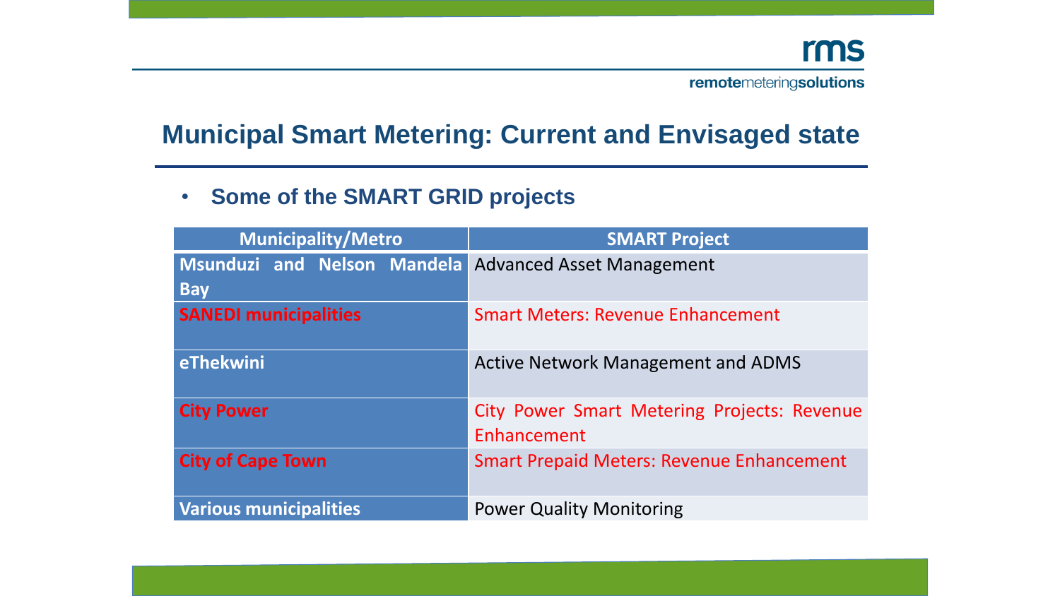# Municipal Smart Metering: Current and Envisaged state

- **Some of the SMART GRID projects**

| Municipality/Metro | SMART Project |
| --- | --- |
| Msunduzi and Nelson Mandela Bay | Advanced Asset Management |
| SANEDI municipalities | Smart Meters: Revenue Enhancement |
| eThekwini | Active Network Management and ADMS |
| City Power | City Power Smart Metering Projects: Revenue Enhancement |
| City of Cape Town | Smart Prepaid Meters: Revenue Enhancement |
| Various municipalities | Power Quality Monitoring |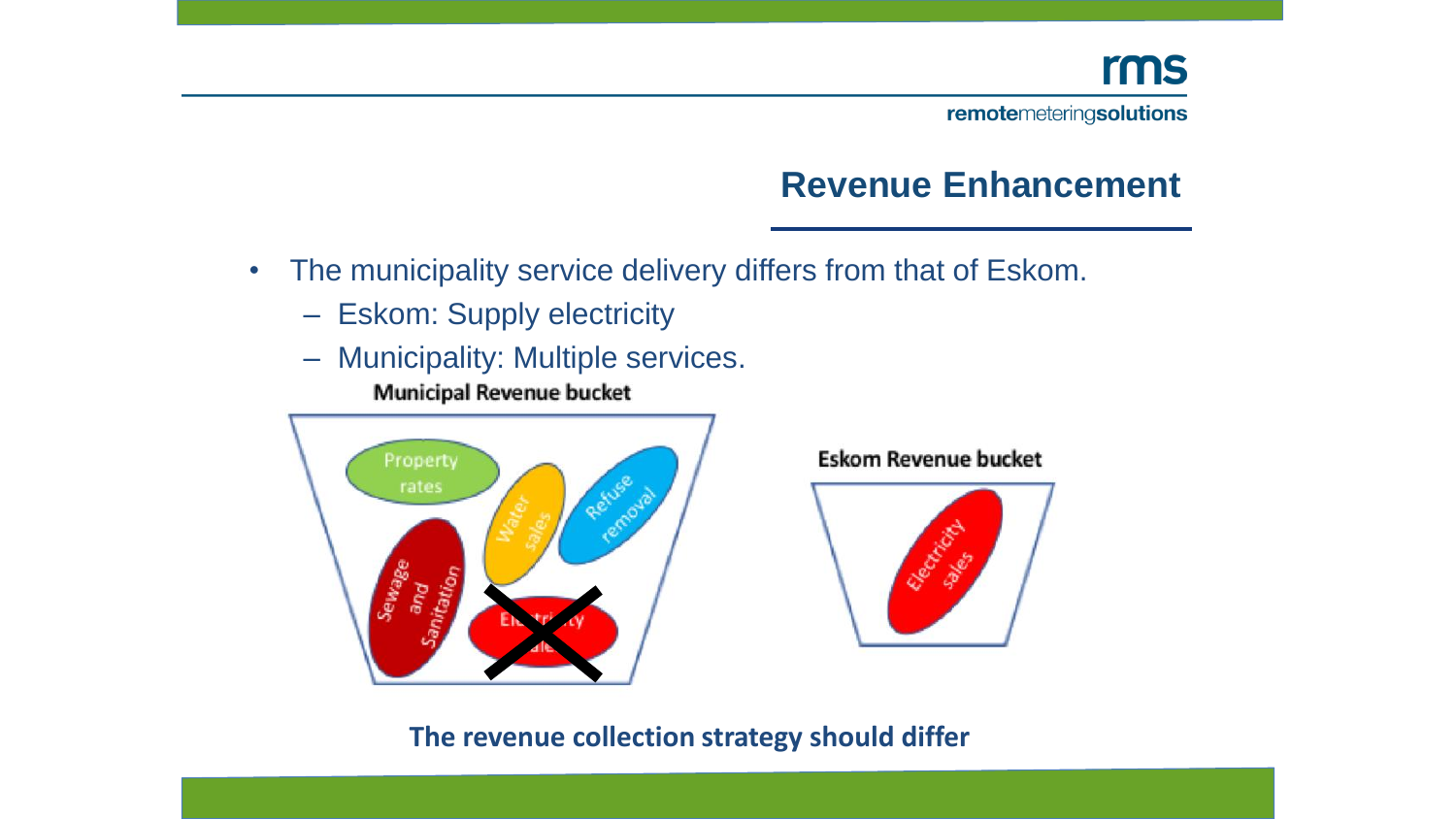## Revenue Enhancement

- The municipality service delivery differs from that of Eskom.
  - Eskom: Supply electricity
  - Municipality: Multiple services.

**Municipal Revenue bucket**

Property rates

Water sales

Refuse removal

Sewage and Sanitation

Electricity sales

**Eskom Revenue bucket**

Electricity sales

**The revenue collection strategy should differ**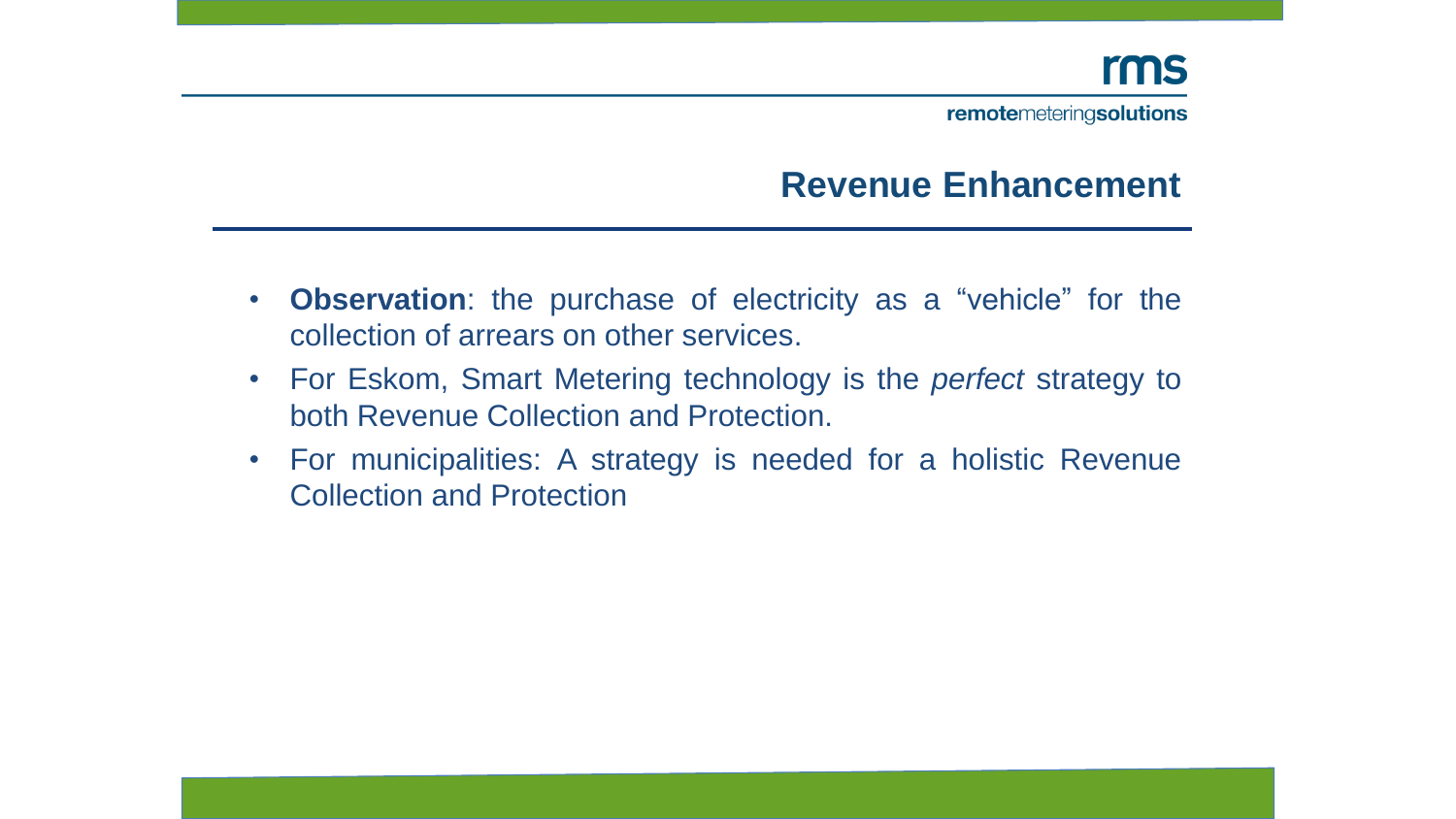## Revenue Enhancement

- **Observation**: the purchase of electricity as a "vehicle" for the collection of arrears on other services.
- For Eskom, Smart Metering technology is the *perfect* strategy to both Revenue Collection and Protection.
- For municipalities: A strategy is needed for a holistic Revenue Collection and Protection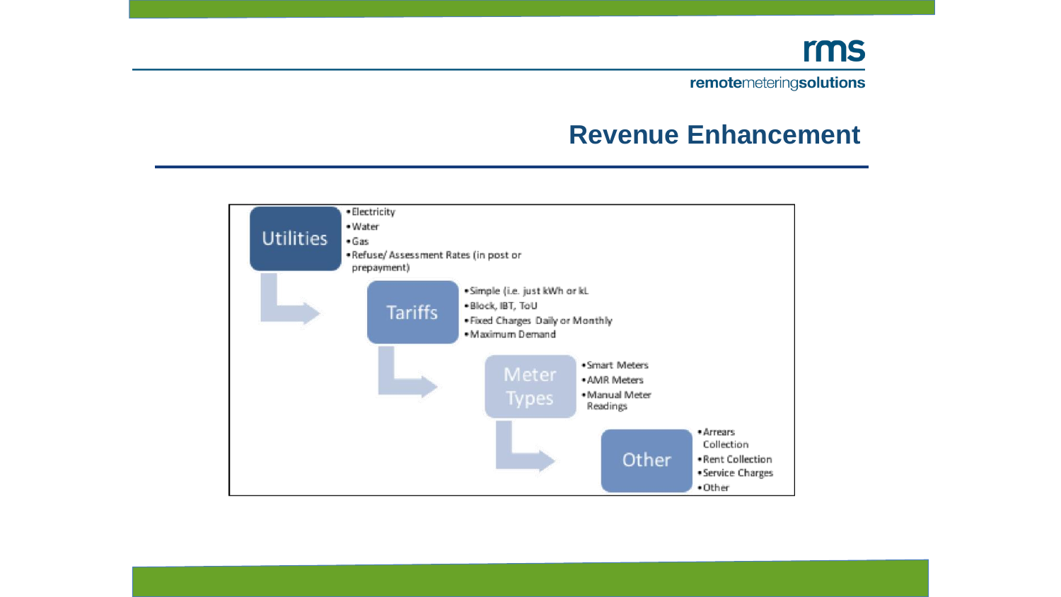# Revenue Enhancement

**Utilities**
- Electricity
- Water
- Gas
- Refuse/ Assessment Rates (in post or prepayment)

**Tariffs**
- Simple (i.e. just kWh or kL
- Block, IBT, ToU
- Fixed Charges Daily or Monthly
- Maximum Demand

**Meter Types**
- Smart Meters
- AMR Meters
- Manual Meter Readings

**Other**
- Arrears Collection
- Rent Collection
- Service Charges
- Other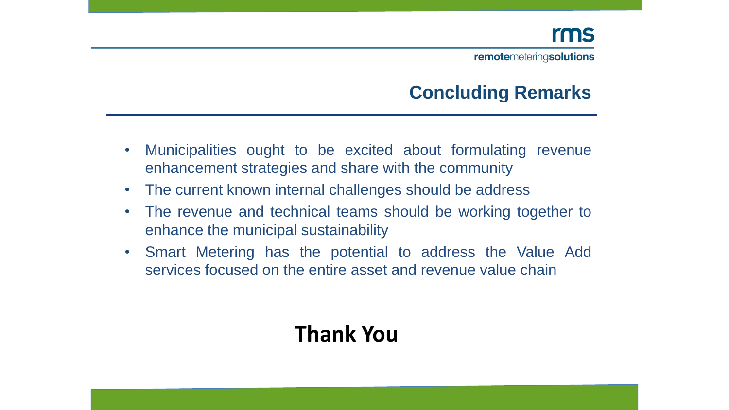## Concluding Remarks

- Municipalities ought to be excited about formulating revenue enhancement strategies and share with the community
- The current known internal challenges should be address
- The revenue and technical teams should be working together to enhance the municipal sustainability
- Smart Metering has the potential to address the Value Add services focused on the entire asset and revenue value chain

**Thank You**